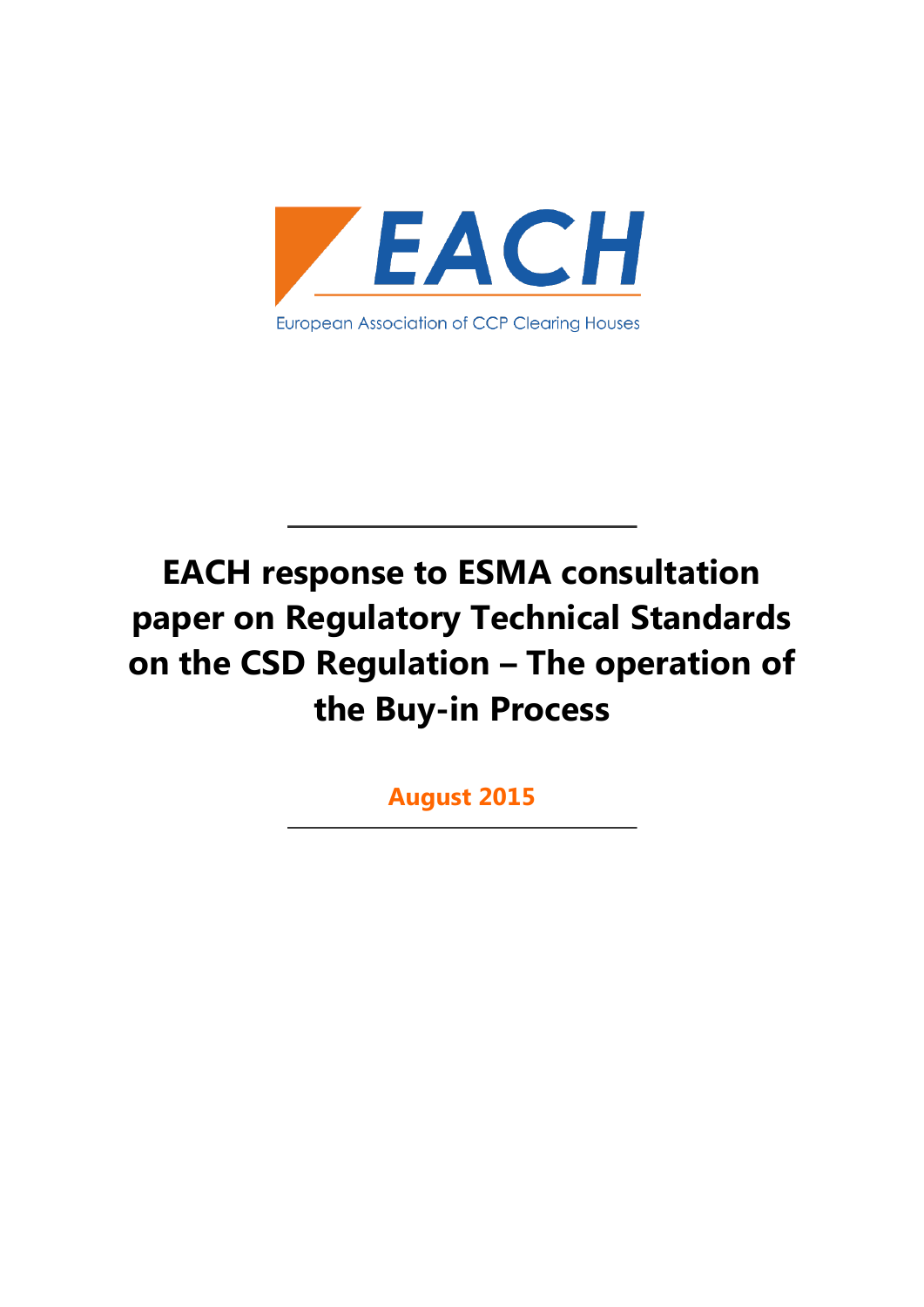EACH

European Association of CCP Clearing Houses

# EACH response to ESMA consultation paper on Regulatory Technical Standards on the CSD Regulation – The operation of the Buy-in Process

**August 2015**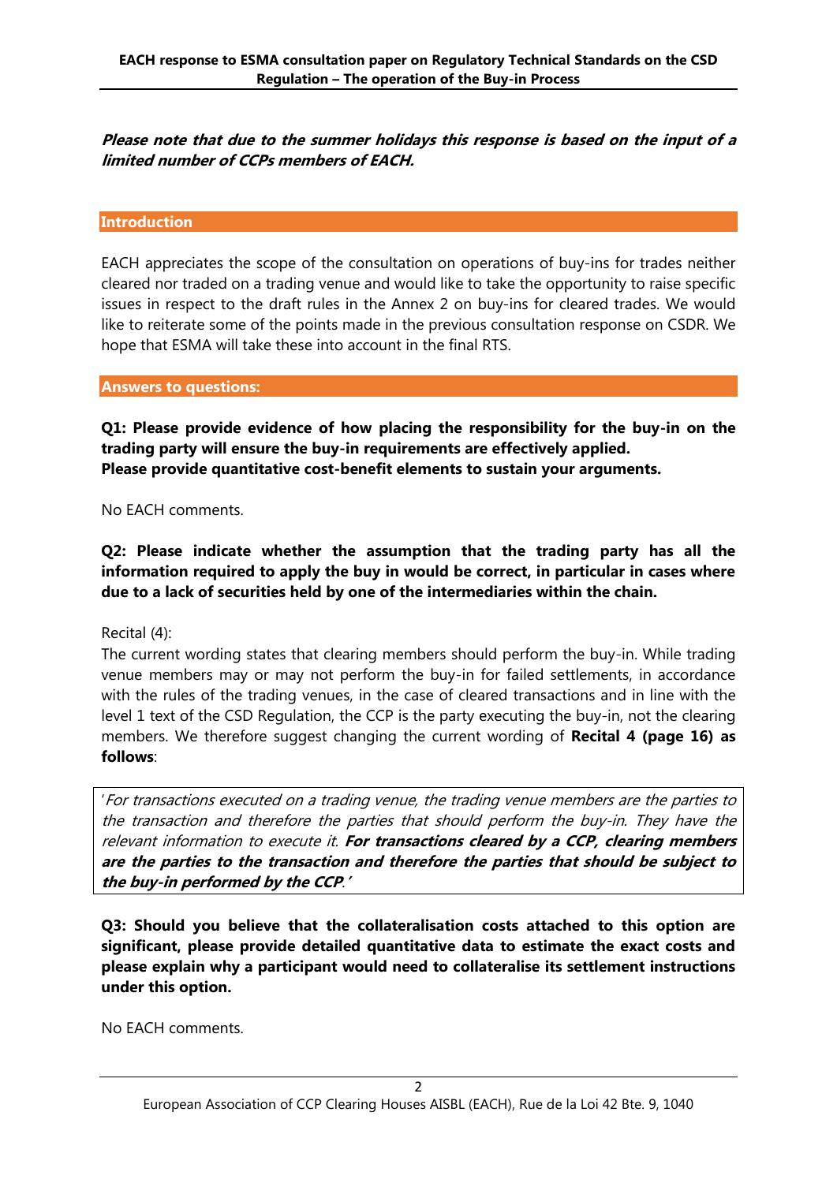***Please note that due to the summer holidays this response is based on the input of a limited number of CCPs members of EACH.***

## Introduction

EACH appreciates the scope of the consultation on operations of buy-ins for trades neither cleared nor traded on a trading venue and would like to take the opportunity to raise specific issues in respect to the draft rules in the Annex 2 on buy-ins for cleared trades. We would like to reiterate some of the points made in the previous consultation response on CSDR. We hope that ESMA will take these into account in the final RTS.

## Answers to questions:

**Q1: Please provide evidence of how placing the responsibility for the buy-in on the trading party will ensure the buy-in requirements are effectively applied. Please provide quantitative cost-benefit elements to sustain your arguments.**

No EACH comments.

**Q2: Please indicate whether the assumption that the trading party has all the information required to apply the buy in would be correct, in particular in cases where due to a lack of securities held by one of the intermediaries within the chain.**

Recital (4):

The current wording states that clearing members should perform the buy-in. While trading venue members may or may not perform the buy-in for failed settlements, in accordance with the rules of the trading venues, in the case of cleared transactions and in line with the level 1 text of the CSD Regulation, the CCP is the party executing the buy-in, not the clearing members. We therefore suggest changing the current wording of **Recital 4 (page 16) as follows**:

'*For transactions executed on a trading venue, the trading venue members are the parties to the transaction and therefore the parties that should perform the buy-in. They have the relevant information to execute it.* ***For transactions cleared by a CCP, clearing members are the parties to the transaction and therefore the parties that should be subject to the buy-in performed by the CCP****.'*

**Q3: Should you believe that the collateralisation costs attached to this option are significant, please provide detailed quantitative data to estimate the exact costs and please explain why a participant would need to collateralise its settlement instructions under this option.**

No EACH comments.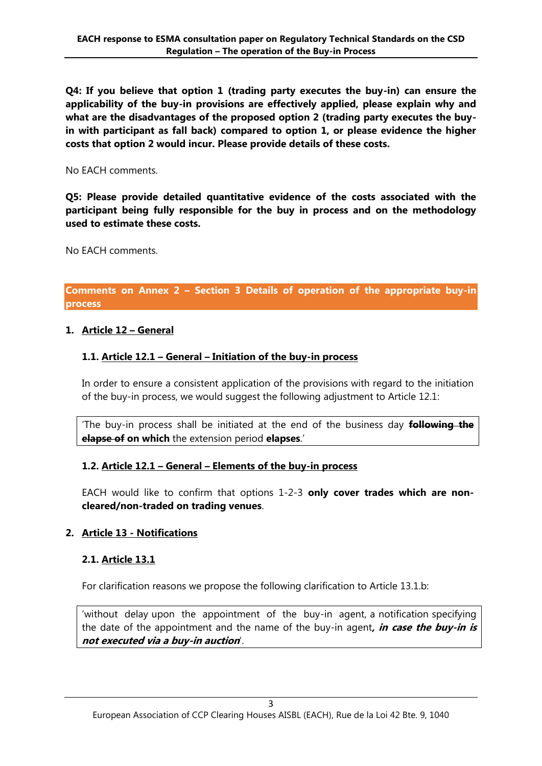**Q4: If you believe that option 1 (trading party executes the buy-in) can ensure the applicability of the buy-in provisions are effectively applied, please explain why and what are the disadvantages of the proposed option 2 (trading party executes the buy-in with participant as fall back) compared to option 1, or please evidence the higher costs that option 2 would incur. Please provide details of these costs.**

No EACH comments.

**Q5: Please provide detailed quantitative evidence of the costs associated with the participant being fully responsible for the buy in process and on the methodology used to estimate these costs.**

No EACH comments.

## Comments on Annex 2 – Section 3 Details of operation of the appropriate buy-in process

### 1. Article 12 – General

#### 1.1. Article 12.1 – General – Initiation of the buy-in process

In order to ensure a consistent application of the provisions with regard to the initiation of the buy-in process, we would suggest the following adjustment to Article 12.1:

> 'The buy-in process shall be initiated at the end of the business day ~~**following the elapse of**~~ **on which** the extension period **elapses**.'

#### 1.2. Article 12.1 – General – Elements of the buy-in process

EACH would like to confirm that options 1-2-3 **only cover trades which are non-cleared/non-traded on trading venues**.

### 2. Article 13 - Notifications

#### 2.1. Article 13.1

For clarification reasons we propose the following clarification to Article 13.1.b:

> 'without delay upon the appointment of the buy-in agent, a notification specifying the date of the appointment and the name of the buy-in agent***, in case the buy-in is not executed via a buy-in auction***'.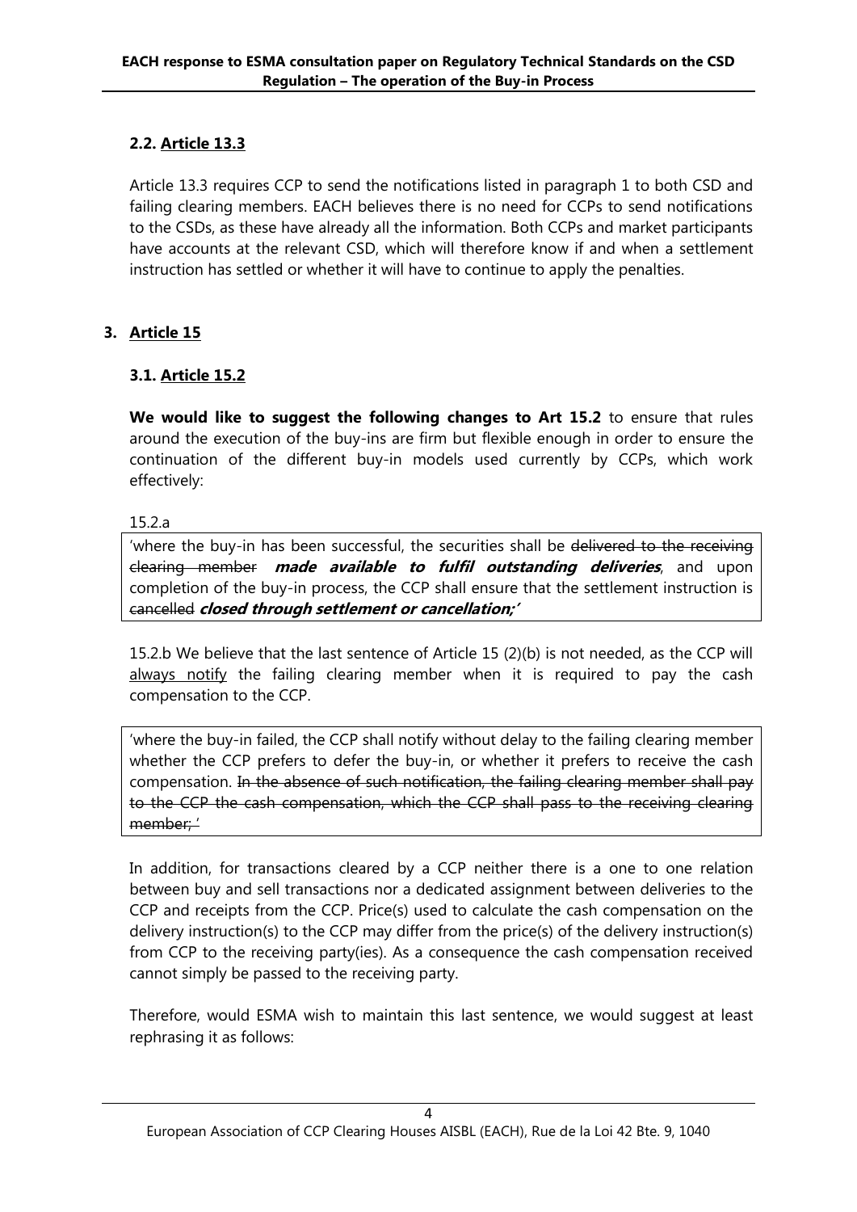### 2.2. Article 13.3

Article 13.3 requires CCP to send the notifications listed in paragraph 1 to both CSD and failing clearing members. EACH believes there is no need for CCPs to send notifications to the CSDs, as these have already all the information. Both CCPs and market participants have accounts at the relevant CSD, which will therefore know if and when a settlement instruction has settled or whether it will have to continue to apply the penalties.

## 3. Article 15

### 3.1. Article 15.2

**We would like to suggest the following changes to Art 15.2** to ensure that rules around the execution of the buy-ins are firm but flexible enough in order to ensure the continuation of the different buy-in models used currently by CCPs, which work effectively:

15.2.a

> 'where the buy-in has been successful, the securities shall be ~~delivered to the receiving clearing member~~ ***made available to fulfil outstanding deliveries***, and upon completion of the buy-in process, the CCP shall ensure that the settlement instruction is ~~cancelled~~ ***closed through settlement or cancellation;'***

15.2.b We believe that the last sentence of Article 15 (2)(b) is not needed, as the CCP will always notify the failing clearing member when it is required to pay the cash compensation to the CCP.

> 'where the buy-in failed, the CCP shall notify without delay to the failing clearing member whether the CCP prefers to defer the buy-in, or whether it prefers to receive the cash compensation. ~~In the absence of such notification, the failing clearing member shall pay to the CCP the cash compensation, which the CCP shall pass to the receiving clearing member;~~ '

In addition, for transactions cleared by a CCP neither there is a one to one relation between buy and sell transactions nor a dedicated assignment between deliveries to the CCP and receipts from the CCP. Price(s) used to calculate the cash compensation on the delivery instruction(s) to the CCP may differ from the price(s) of the delivery instruction(s) from CCP to the receiving party(ies). As a consequence the cash compensation received cannot simply be passed to the receiving party.

Therefore, would ESMA wish to maintain this last sentence, we would suggest at least rephrasing it as follows: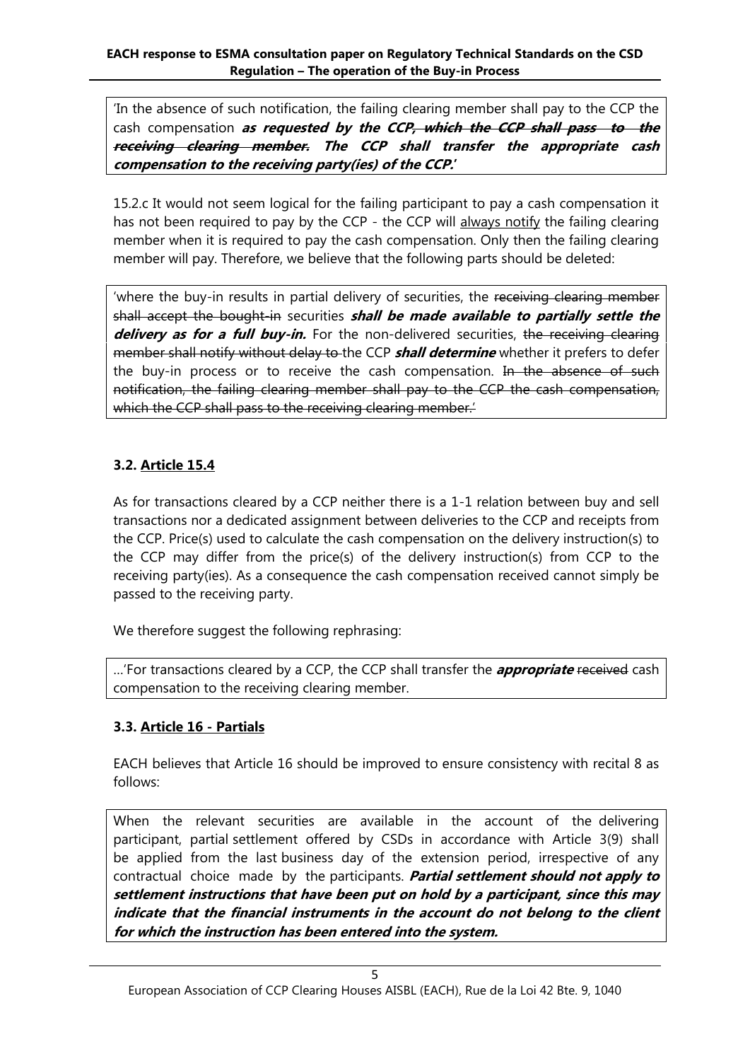'In the absence of such notification, the failing clearing member shall pay to the CCP the cash compensation ***as requested by the CCP***~~, which the CCP shall pass to the receiving clearing member~~***. The CCP shall transfer the appropriate cash compensation to the receiving party(ies) of the CCP.***'

15.2.c It would not seem logical for the failing participant to pay a cash compensation it has not been required to pay by the CCP - the CCP will always notify the failing clearing member when it is required to pay the cash compensation. Only then the failing clearing member will pay. Therefore, we believe that the following parts should be deleted:

'where the buy-in results in partial delivery of securities, the ~~receiving clearing member shall accept the bought-in~~ securities ***shall be made available to partially settle the delivery as for a full buy-in.*** For the non-delivered securities, ~~the receiving clearing member shall notify without delay to~~ the CCP ***shall determine*** whether it prefers to defer the buy-in process or to receive the cash compensation. ~~In the absence of such notification, the failing clearing member shall pay to the CCP the cash compensation, which the CCP shall pass to the receiving clearing member.'~~

### 3.2. Article 15.4

As for transactions cleared by a CCP neither there is a 1-1 relation between buy and sell transactions nor a dedicated assignment between deliveries to the CCP and receipts from the CCP. Price(s) used to calculate the cash compensation on the delivery instruction(s) to the CCP may differ from the price(s) of the delivery instruction(s) from CCP to the receiving party(ies). As a consequence the cash compensation received cannot simply be passed to the receiving party.

We therefore suggest the following rephrasing:

…'For transactions cleared by a CCP, the CCP shall transfer the ***appropriate*** ~~received~~ cash compensation to the receiving clearing member.

### 3.3. Article 16 - Partials

EACH believes that Article 16 should be improved to ensure consistency with recital 8 as follows:

When the relevant securities are available in the account of the delivering participant, partial settlement offered by CSDs in accordance with Article 3(9) shall be applied from the last business day of the extension period, irrespective of any contractual choice made by the participants. ***Partial settlement should not apply to settlement instructions that have been put on hold by a participant, since this may indicate that the financial instruments in the account do not belong to the client for which the instruction has been entered into the system.***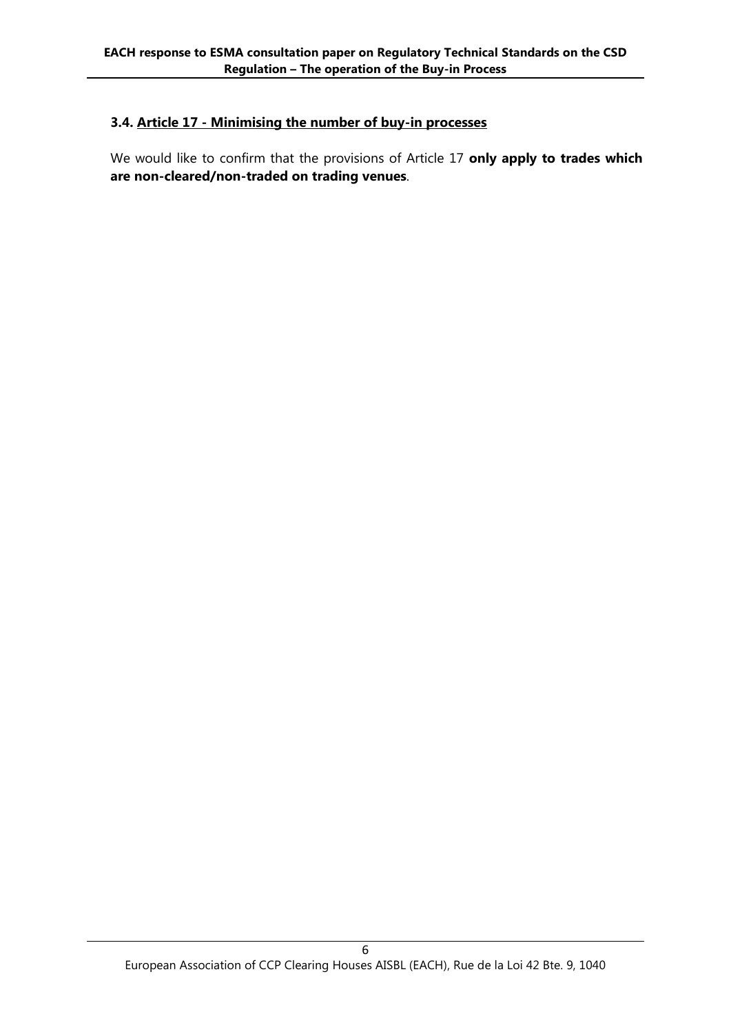### 3.4. Article 17 - Minimising the number of buy-in processes

We would like to confirm that the provisions of Article 17 **only apply to trades which are non-cleared/non-traded on trading venues**.